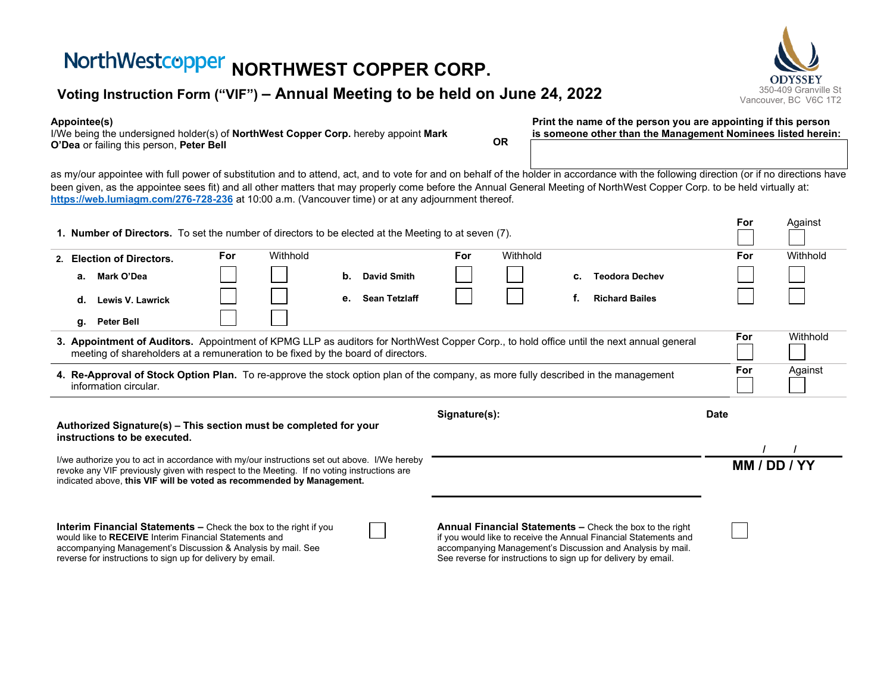# NorthWestcopper NORTHWEST COPPER CORP.

ODYSSEY
350-409 Granville St
Vancouver, BC V6C 1T2

## Voting Instruction Form (“VIF”) – Annual Meeting to be held on June 24, 2022

**Appointee(s)**
I/We being the undersigned holder(s) of **NorthWest Copper Corp.** hereby appoint **Mark O’Dea** or failing this person, **Peter Bell**

**OR**

**Print the name of the person you are appointing if this person is someone other than the Management Nominees listed herein:**

as my/our appointee with full power of substitution and to attend, act, and to vote for and on behalf of the holder in accordance with the following direction (or if no directions have been given, as the appointee sees fit) and all other matters that may properly come before the Annual General Meeting of NorthWest Copper Corp. to be held virtually at: **https://web.lumiagm.com/276-728-236** at 10:00 a.m. (Vancouver time) or at any adjournment thereof.

| | For | Against |
|---|---|---|
| **1. Number of Directors.** To set the number of directors to be elected at the Meeting to at seven (7). | ☐ | ☐ |

**2. Election of Directors.**

| | For | Withhold | | For | Withhold | | For | Withhold |
|---|---|---|---|---|---|---|---|---|
| **a. Mark O’Dea** | ☐ | ☐ | **b. David Smith** | ☐ | ☐ | **c. Teodora Dechev** | ☐ | ☐ |
| **d. Lewis V. Lawrick** | ☐ | ☐ | **e. Sean Tetzlaff** | ☐ | ☐ | **f. Richard Bailes** | ☐ | ☐ |
| **g. Peter Bell** | ☐ | ☐ | | | | | | |

| | For | Withhold |
|---|---|---|
| **3. Appointment of Auditors.** Appointment of KPMG LLP as auditors for NorthWest Copper Corp., to hold office until the next annual general meeting of shareholders at a remuneration to be fixed by the board of directors. | ☐ | ☐ |

| | For | Against |
|---|---|---|
| **4. Re-Approval of Stock Option Plan.** To re-approve the stock option plan of the company, as more fully described in the management information circular. | ☐ | ☐ |

**Authorized Signature(s) – This section must be completed for your instructions to be executed.**

I/we authorize you to act in accordance with my/our instructions set out above. I/We hereby revoke any VIF previously given with respect to the Meeting. If no voting instructions are indicated above, **this VIF will be voted as recommended by Management.**

**Signature(s):**

**Date**

/ /
**MM / DD / YY**

**Interim Financial Statements –** Check the box to the right if you would like to **RECEIVE** Interim Financial Statements and accompanying Management’s Discussion & Analysis by mail. See reverse for instructions to sign up for delivery by email. ☐

**Annual Financial Statements –** Check the box to the right if you would like to receive the Annual Financial Statements and accompanying Management’s Discussion and Analysis by mail. See reverse for instructions to sign up for delivery by email. ☐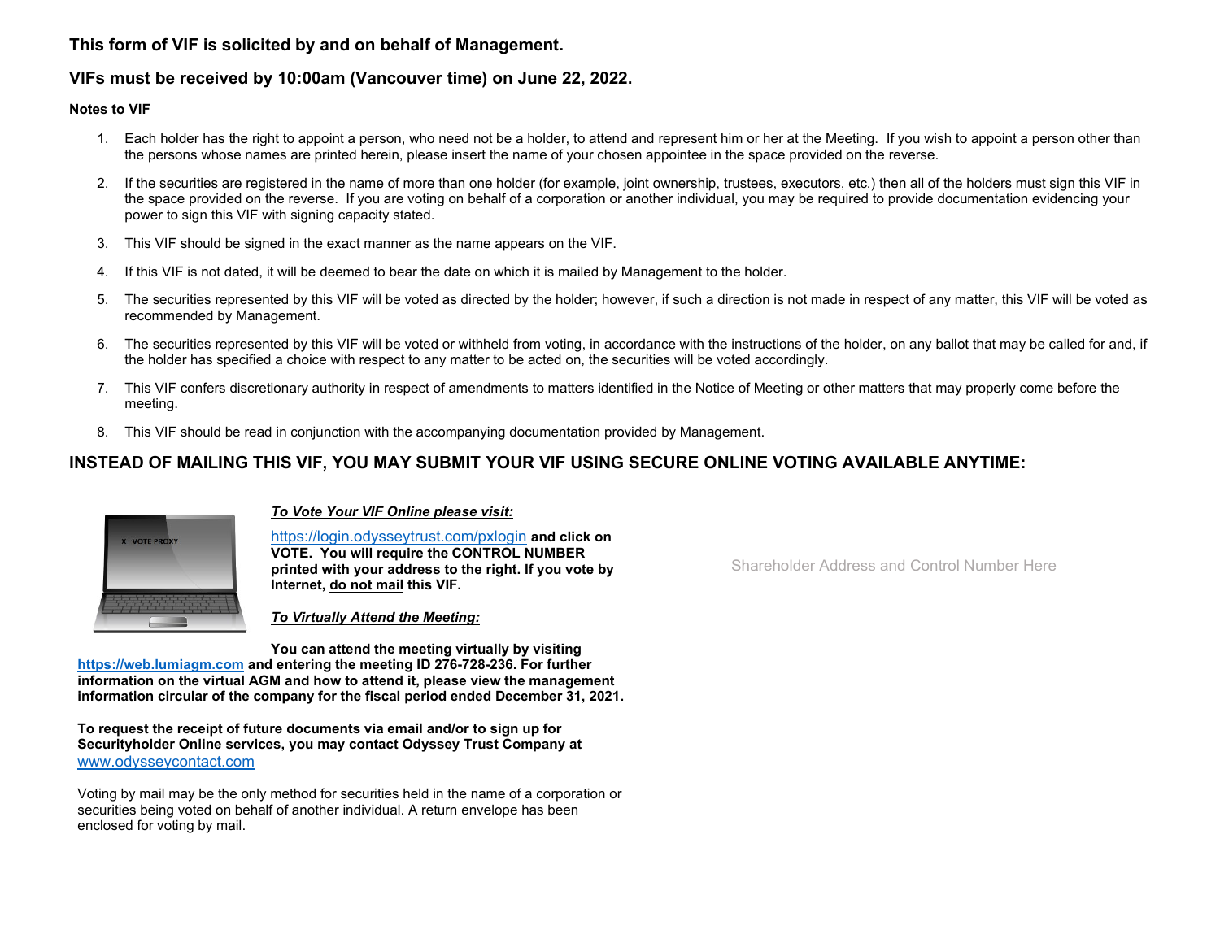**This form of VIF is solicited by and on behalf of Management.**

**VIFs must be received by 10:00am (Vancouver time) on June 22, 2022.**

**Notes to VIF**

1. Each holder has the right to appoint a person, who need not be a holder, to attend and represent him or her at the Meeting. If you wish to appoint a person other than the persons whose names are printed herein, please insert the name of your chosen appointee in the space provided on the reverse.
2. If the securities are registered in the name of more than one holder (for example, joint ownership, trustees, executors, etc.) then all of the holders must sign this VIF in the space provided on the reverse. If you are voting on behalf of a corporation or another individual, you may be required to provide documentation evidencing your power to sign this VIF with signing capacity stated.
3. This VIF should be signed in the exact manner as the name appears on the VIF.
4. If this VIF is not dated, it will be deemed to bear the date on which it is mailed by Management to the holder.
5. The securities represented by this VIF will be voted as directed by the holder; however, if such a direction is not made in respect of any matter, this VIF will be voted as recommended by Management.
6. The securities represented by this VIF will be voted or withheld from voting, in accordance with the instructions of the holder, on any ballot that may be called for and, if the holder has specified a choice with respect to any matter to be acted on, the securities will be voted accordingly.
7. This VIF confers discretionary authority in respect of amendments to matters identified in the Notice of Meeting or other matters that may properly come before the meeting.
8. This VIF should be read in conjunction with the accompanying documentation provided by Management.

## INSTEAD OF MAILING THIS VIF, YOU MAY SUBMIT YOUR VIF USING SECURE ONLINE VOTING AVAILABLE ANYTIME:

X VOTE PROXY

***To Vote Your VIF Online please visit:***

https://login.odysseytrust.com/pxlogin **and click on VOTE. You will require the CONTROL NUMBER printed with your address to the right. If you vote by Internet, do not mail this VIF.**

Shareholder Address and Control Number Here

***To Virtually Attend the Meeting:***

**You can attend the meeting virtually by visiting https://web.lumiagm.com and entering the meeting ID 276-728-236. For further information on the virtual AGM and how to attend it, please view the management information circular of the company for the fiscal period ended December 31, 2021.**

**To request the receipt of future documents via email and/or to sign up for Securityholder Online services, you may contact Odyssey Trust Company at** www.odysseycontact.com

Voting by mail may be the only method for securities held in the name of a corporation or securities being voted on behalf of another individual. A return envelope has been enclosed for voting by mail.